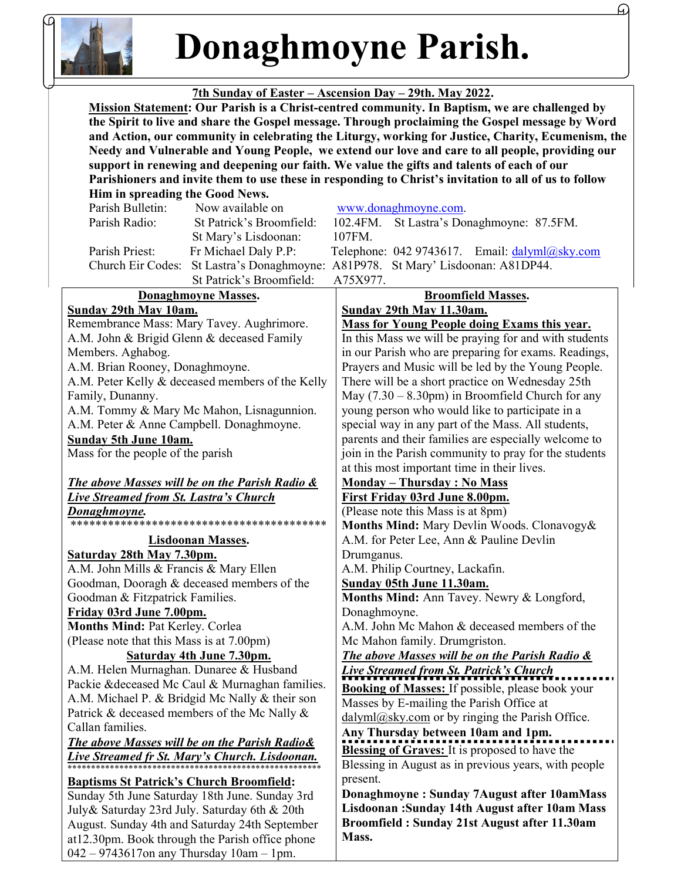# Donaghmoyne Parish.

**7th Sunday of Easter – Ascension Day – 29th. May 2022.**

**Mission Statement: Our Parish is a Christ-centred community. In Baptism, we are challenged by the Spirit to live and share the Gospel message. Through proclaiming the Gospel message by Word and Action, our community in celebrating the Liturgy, working for Justice, Charity, Ecumenism, the Needy and Vulnerable and Young People, we extend our love and care to all people, providing our support in renewing and deepening our faith. We value the gifts and talents of each of our Parishioners and invite them to use these in responding to Christ's invitation to all of us to follow Him in spreading the Good News.**

Parish Bulletin: Now available on www.donaghmoyne.com.

Parish Radio: St Patrick's Broomfield: 102.4FM. St Lastra's Donaghmoyne: 87.5FM. St Mary's Lisdoonan: 107FM.

Parish Priest: Fr Michael Daly P.P: Telephone: 042 9743617. Email: dalyml@sky.com

Church Eir Codes: St Lastra's Donaghmoyne: A81P978. St Mary' Lisdoonan: A81DP44. St Patrick's Broomfield: A75X977.

## Donaghmoyne Masses.

**Sunday 29th May 10am.**

Remembrance Mass: Mary Tavey. Aughrimore.
A.M. John & Brigid Glenn & deceased Family Members. Aghabog.
A.M. Brian Rooney, Donaghmoyne.
A.M. Peter Kelly & deceased members of the Kelly Family, Dunanny.
A.M. Tommy & Mary Mc Mahon, Lisnagunnion.
A.M. Peter & Anne Campbell. Donaghmoyne.

**Sunday 5th June 10am.**

Mass for the people of the parish

***The above Masses will be on the Parish Radio & Live Streamed from St. Lastra's Church Donaghmoyne.***

*******************************************

## Lisdoonan Masses.

**Saturday 28th May 7.30pm.**

A.M. John Mills & Francis & Mary Ellen Goodman, Dooragh & deceased members of the Goodman & Fitzpatrick Families.

**Friday 03rd June 7.00pm.**

**Months Mind:** Pat Kerley. Corlea
(Please note that this Mass is at 7.00pm)

**Saturday 4th June 7.30pm.**

A.M. Helen Murnaghan. Dunaree & Husband Packie &deceased Mc Caul & Murnaghan families.
A.M. Michael P. & Bridgid Mc Nally & their son Patrick & deceased members of the Mc Nally & Callan families.

***The above Masses will be on the Parish Radio& Live Streamed fr St. Mary's Church. Lisdoonan.***

*******************************************

**Baptisms St Patrick's Church Broomfield:**

Sunday 5th June Saturday 18th June. Sunday 3rd July& Saturday 23rd July. Saturday 6th & 20th August. Sunday 4th and Saturday 24th September at12.30pm. Book through the Parish office phone 042 – 9743617on any Thursday 10am – 1pm.

## Broomfield Masses.

**Sunday 29th May 11.30am.**

**Mass for Young People doing Exams this year.**

In this Mass we will be praying for and with students in our Parish who are preparing for exams. Readings, Prayers and Music will be led by the Young People. There will be a short practice on Wednesday 25th May (7.30 – 8.30pm) in Broomfield Church for any young person who would like to participate in a special way in any part of the Mass. All students, parents and their families are especially welcome to join in the Parish community to pray for the students at this most important time in their lives.

**Monday – Thursday : No Mass**

**First Friday 03rd June 8.00pm.**

(Please note this Mass is at 8pm)
**Months Mind:** Mary Devlin Woods. Clonavogy&
A.M. for Peter Lee, Ann & Pauline Devlin Drumganus.
A.M. Philip Courtney, Lackafin.

**Sunday 05th June 11.30am.**

**Months Mind:** Ann Tavey. Newry & Longford, Donaghmoyne.
A.M. John Mc Mahon & deceased members of the Mc Mahon family. Drumgriston.

***The above Masses will be on the Parish Radio & Live Streamed from St. Patrick's Church***

**Booking of Masses:** If possible, please book your Masses by E-mailing the Parish Office at dalyml@sky.com or by ringing the Parish Office. **Any Thursday between 10am and 1pm.**

**Blessing of Graves:** It is proposed to have the Blessing in August as in previous years, with people present.

**Donaghmoyne : Sunday 7August after 10amMass**
**Lisdoonan :Sunday 14th August after 10am Mass**
**Broomfield : Sunday 21st August after 11.30am Mass.**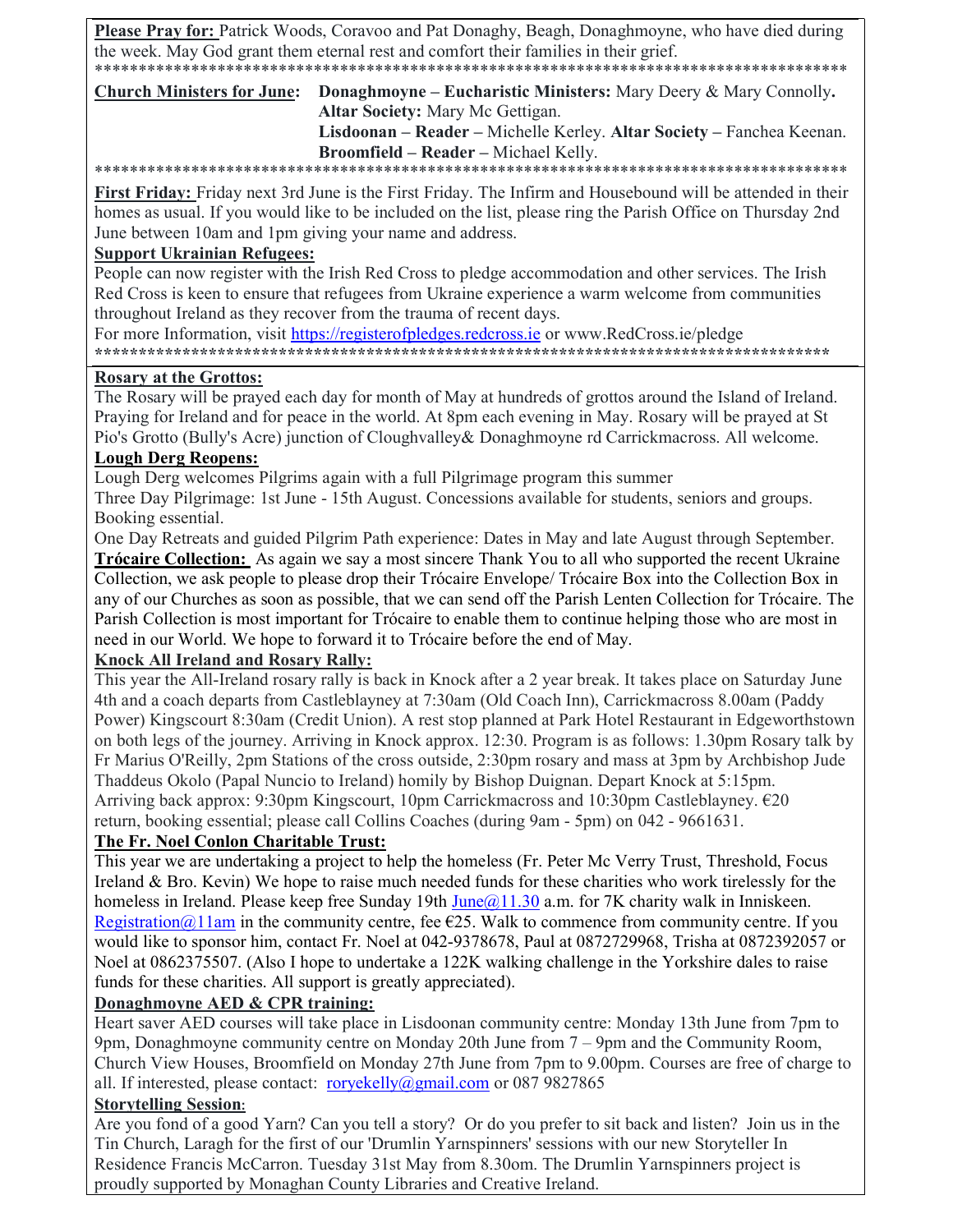**Please Pray for:** Patrick Woods, Coravoo and Pat Donaghy, Beagh, Donaghmoyne, who have died during the week. May God grant them eternal rest and comfort their families in their grief.

\*\*\*\*\*\*\*\*\*\*\*\*\*\*\*\*\*\*\*\*\*\*\*\*\*\*\*\*\*\*\*\*\*\*\*\*\*\*\*\*\*\*\*\*\*\*\*\*\*\*\*\*\*\*\*\*\*\*\*\*\*\*\*\*\*\*\*\*\*\*\*\*\*\*\*\*\*\*\*\*\*\*\*\*\*\*\*\*\*\*

**Church Ministers for June:** **Donaghmoyne – Eucharistic Ministers:** Mary Deery & Mary Connolly**.**
**Altar Society:** Mary Mc Gettigan.
**Lisdoonan – Reader –** Michelle Kerley. **Altar Society –** Fanchea Keenan.
**Broomfield – Reader –** Michael Kelly.

\*\*\*\*\*\*\*\*\*\*\*\*\*\*\*\*\*\*\*\*\*\*\*\*\*\*\*\*\*\*\*\*\*\*\*\*\*\*\*\*\*\*\*\*\*\*\*\*\*\*\*\*\*\*\*\*\*\*\*\*\*\*\*\*\*\*\*\*\*\*\*\*\*\*\*\*\*\*\*\*\*\*\*\*\*\*\*\*\*\*

**First Friday:** Friday next 3rd June is the First Friday. The Infirm and Housebound will be attended in their homes as usual. If you would like to be included on the list, please ring the Parish Office on Thursday 2nd June between 10am and 1pm giving your name and address.

**Support Ukrainian Refugees:**

People can now register with the Irish Red Cross to pledge accommodation and other services. The Irish Red Cross is keen to ensure that refugees from Ukraine experience a warm welcome from communities throughout Ireland as they recover from the trauma of recent days.

For more Information, visit https://registerofpledges.redcross.ie or www.RedCross.ie/pledge

\*\*\*\*\*\*\*\*\*\*\*\*\*\*\*\*\*\*\*\*\*\*\*\*\*\*\*\*\*\*\*\*\*\*\*\*\*\*\*\*\*\*\*\*\*\*\*\*\*\*\*\*\*\*\*\*\*\*\*\*\*\*\*\*\*\*\*\*\*\*\*\*\*\*\*\*\*\*\*\*\*\*\*\*\*\*\*\*\*\*

**Rosary at the Grottos:**

The Rosary will be prayed each day for month of May at hundreds of grottos around the Island of Ireland. Praying for Ireland and for peace in the world. At 8pm each evening in May. Rosary will be prayed at St Pio's Grotto (Bully's Acre) junction of Cloughvalley& Donaghmoyne rd Carrickmacross. All welcome.

**Lough Derg Reopens:**

Lough Derg welcomes Pilgrims again with a full Pilgrimage program this summer

Three Day Pilgrimage: 1st June - 15th August. Concessions available for students, seniors and groups. Booking essential.

One Day Retreats and guided Pilgrim Path experience: Dates in May and late August through September.

**Trócaire Collection:** As again we say a most sincere Thank You to all who supported the recent Ukraine Collection, we ask people to please drop their Trócaire Envelope/ Trócaire Box into the Collection Box in any of our Churches as soon as possible, that we can send off the Parish Lenten Collection for Trócaire. The Parish Collection is most important for Trócaire to enable them to continue helping those who are most in need in our World. We hope to forward it to Trócaire before the end of May.

**Knock All Ireland and Rosary Rally:**

This year the All-Ireland rosary rally is back in Knock after a 2 year break. It takes place on Saturday June 4th and a coach departs from Castleblayney at 7:30am (Old Coach Inn), Carrickmacross 8.00am (Paddy Power) Kingscourt 8:30am (Credit Union). A rest stop planned at Park Hotel Restaurant in Edgeworthstown on both legs of the journey. Arriving in Knock approx. 12:30. Program is as follows: 1.30pm Rosary talk by Fr Marius O'Reilly, 2pm Stations of the cross outside, 2:30pm rosary and mass at 3pm by Archbishop Jude Thaddeus Okolo (Papal Nuncio to Ireland) homily by Bishop Duignan. Depart Knock at 5:15pm. Arriving back approx: 9:30pm Kingscourt, 10pm Carrickmacross and 10:30pm Castleblayney. €20 return, booking essential; please call Collins Coaches (during 9am - 5pm) on 042 - 9661631.

**The Fr. Noel Conlon Charitable Trust:**

This year we are undertaking a project to help the homeless (Fr. Peter Mc Verry Trust, Threshold, Focus Ireland & Bro. Kevin) We hope to raise much needed funds for these charities who work tirelessly for the homeless in Ireland. Please keep free Sunday 19th June@11.30 a.m. for 7K charity walk in Inniskeen. Registration@11am in the community centre, fee €25. Walk to commence from community centre. If you would like to sponsor him, contact Fr. Noel at 042-9378678, Paul at 0872729968, Trisha at 0872392057 or Noel at 0862375507. (Also I hope to undertake a 122K walking challenge in the Yorkshire dales to raise funds for these charities. All support is greatly appreciated).

**Donaghmoyne AED & CPR training:**

Heart saver AED courses will take place in Lisdoonan community centre: Monday 13th June from 7pm to 9pm, Donaghmoyne community centre on Monday 20th June from 7 – 9pm and the Community Room, Church View Houses, Broomfield on Monday 27th June from 7pm to 9.00pm. Courses are free of charge to all. If interested, please contact: roryekelly@gmail.com or 087 9827865

**Storytelling Session**:

Are you fond of a good Yarn? Can you tell a story? Or do you prefer to sit back and listen? Join us in the Tin Church, Laragh for the first of our 'Drumlin Yarnspinners' sessions with our new Storyteller In Residence Francis McCarron. Tuesday 31st May from 8.30om. The Drumlin Yarnspinners project is proudly supported by Monaghan County Libraries and Creative Ireland.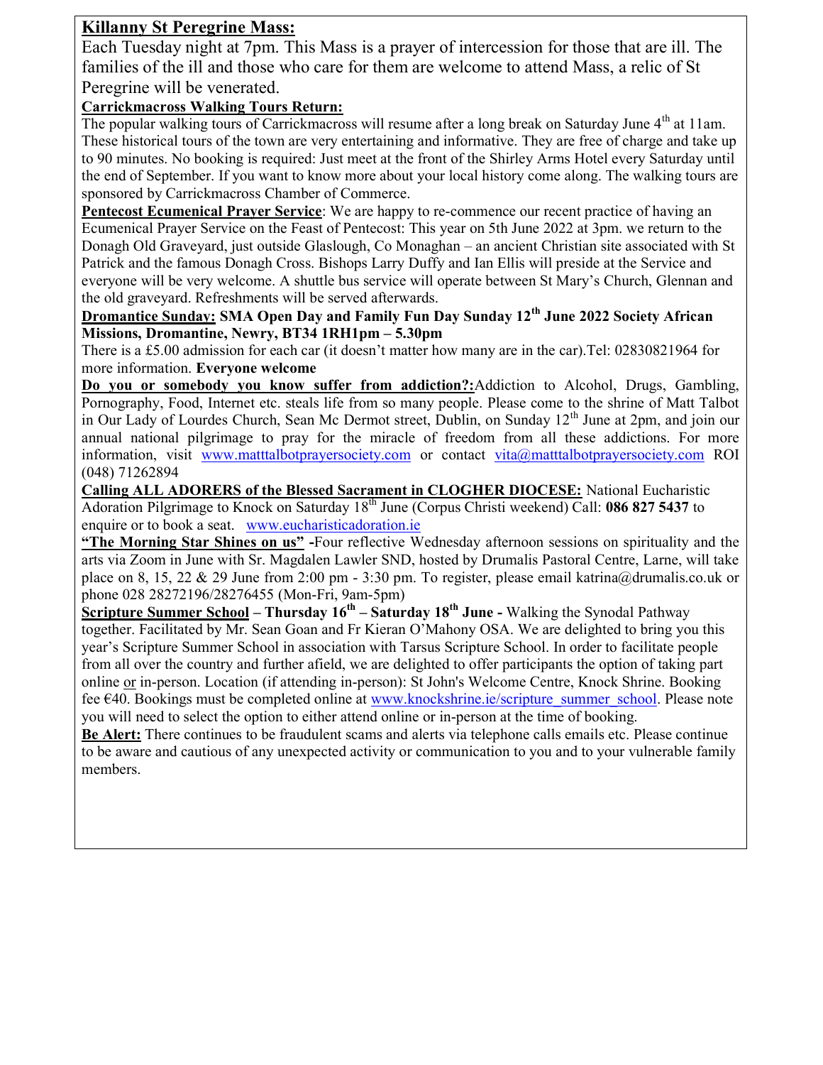**Killanny St Peregrine Mass:**

Each Tuesday night at 7pm. This Mass is a prayer of intercession for those that are ill. The families of the ill and those who care for them are welcome to attend Mass, a relic of St Peregrine will be venerated.

**Carrickmacross Walking Tours Return:**

The popular walking tours of Carrickmacross will resume after a long break on Saturday June 4th at 11am. These historical tours of the town are very entertaining and informative. They are free of charge and take up to 90 minutes. No booking is required: Just meet at the front of the Shirley Arms Hotel every Saturday until the end of September. If you want to know more about your local history come along. The walking tours are sponsored by Carrickmacross Chamber of Commerce.

**Pentecost Ecumenical Prayer Service**: We are happy to re-commence our recent practice of having an Ecumenical Prayer Service on the Feast of Pentecost: This year on 5th June 2022 at 3pm. we return to the Donagh Old Graveyard, just outside Glaslough, Co Monaghan – an ancient Christian site associated with St Patrick and the famous Donagh Cross. Bishops Larry Duffy and Ian Ellis will preside at the Service and everyone will be very welcome. A shuttle bus service will operate between St Mary's Church, Glennan and the old graveyard. Refreshments will be served afterwards.

**Dromantice Sunday: SMA Open Day and Family Fun Day Sunday 12th June 2022 Society African Missions, Dromantine, Newry, BT34 1RH1pm – 5.30pm**

There is a £5.00 admission for each car (it doesn't matter how many are in the car).Tel: 02830821964 for more information. **Everyone welcome**

**Do you or somebody you know suffer from addiction?:**Addiction to Alcohol, Drugs, Gambling, Pornography, Food, Internet etc. steals life from so many people. Please come to the shrine of Matt Talbot in Our Lady of Lourdes Church, Sean Mc Dermot street, Dublin, on Sunday 12th June at 2pm, and join our annual national pilgrimage to pray for the miracle of freedom from all these addictions. For more information, visit www.matttalbotprayersociety.com or contact vita@matttalbotprayersociety.com ROI (048) 71262894

**Calling ALL ADORERS of the Blessed Sacrament in CLOGHER DIOCESE:** National Eucharistic Adoration Pilgrimage to Knock on Saturday 18th June (Corpus Christi weekend) Call: **086 827 5437** to enquire or to book a seat. www.eucharisticadoration.ie

**"The Morning Star Shines on us" -**Four reflective Wednesday afternoon sessions on spirituality and the arts via Zoom in June with Sr. Magdalen Lawler SND, hosted by Drumalis Pastoral Centre, Larne, will take place on 8, 15, 22 & 29 June from 2:00 pm - 3:30 pm. To register, please email katrina@drumalis.co.uk or phone 028 28272196/28276455 (Mon-Fri, 9am-5pm)

**Scripture Summer School – Thursday 16th – Saturday 18th June -** Walking the Synodal Pathway together. Facilitated by Mr. Sean Goan and Fr Kieran O'Mahony OSA. We are delighted to bring you this year's Scripture Summer School in association with Tarsus Scripture School. In order to facilitate people from all over the country and further afield, we are delighted to offer participants the option of taking part online or in-person. Location (if attending in-person): St John's Welcome Centre, Knock Shrine. Booking fee €40. Bookings must be completed online at www.knockshrine.ie/scripture_summer_school. Please note you will need to select the option to either attend online or in-person at the time of booking.

**Be Alert:** There continues to be fraudulent scams and alerts via telephone calls emails etc. Please continue to be aware and cautious of any unexpected activity or communication to you and to your vulnerable family members.